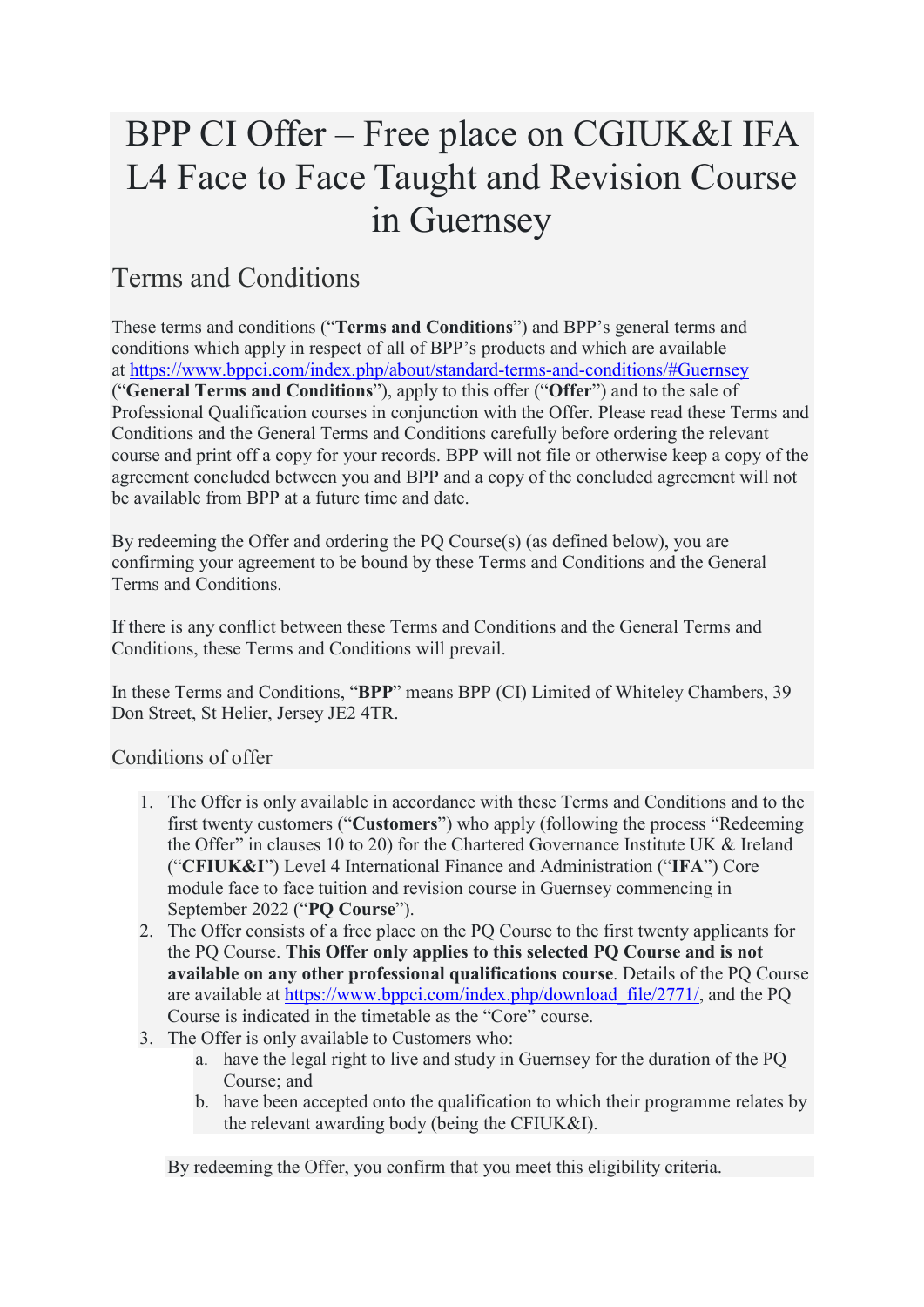# BPP CI Offer – Free place on CGIUK&I IFA L4 Face to Face Taught and Revision Course in Guernsey

## Terms and Conditions

These terms and conditions ("**Terms and Conditions**") and BPP's general terms and conditions which apply in respect of all of BPP's products and which are available at https://www.bppci.com/index.php/about/standard-terms-and-conditions/#Guernsey ("**General Terms and Conditions**"), apply to this offer ("**Offer**") and to the sale of Professional Qualification courses in conjunction with the Offer. Please read these Terms and Conditions and the General Terms and Conditions carefully before ordering the relevant course and print off a copy for your records. BPP will not file or otherwise keep a copy of the agreement concluded between you and BPP and a copy of the concluded agreement will not be available from BPP at a future time and date.

By redeeming the Offer and ordering the PQ Course(s) (as defined below), you are confirming your agreement to be bound by these Terms and Conditions and the General Terms and Conditions.

If there is any conflict between these Terms and Conditions and the General Terms and Conditions, these Terms and Conditions will prevail.

In these Terms and Conditions, "**BPP**" means BPP (CI) Limited of Whiteley Chambers, 39 Don Street, St Helier, Jersey JE2 4TR.

### Conditions of offer

1. The Offer is only available in accordance with these Terms and Conditions and to the first twenty customers ("**Customers**") who apply (following the process "Redeeming the Offer" in clauses 10 to 20) for the Chartered Governance Institute UK & Ireland ("**CFIUK&I**") Level 4 International Finance and Administration ("**IFA**") Core module face to face tuition and revision course in Guernsey commencing in September 2022 ("**PQ Course**").
2. The Offer consists of a free place on the PQ Course to the first twenty applicants for the PQ Course. **This Offer only applies to this selected PQ Course and is not available on any other professional qualifications course**. Details of the PQ Course are available at https://www.bppci.com/index.php/download_file/2771/, and the PQ Course is indicated in the timetable as the "Core" course.
3. The Offer is only available to Customers who:
   a. have the legal right to live and study in Guernsey for the duration of the PQ Course; and
   b. have been accepted onto the qualification to which their programme relates by the relevant awarding body (being the CFIUK&I).

   By redeeming the Offer, you confirm that you meet this eligibility criteria.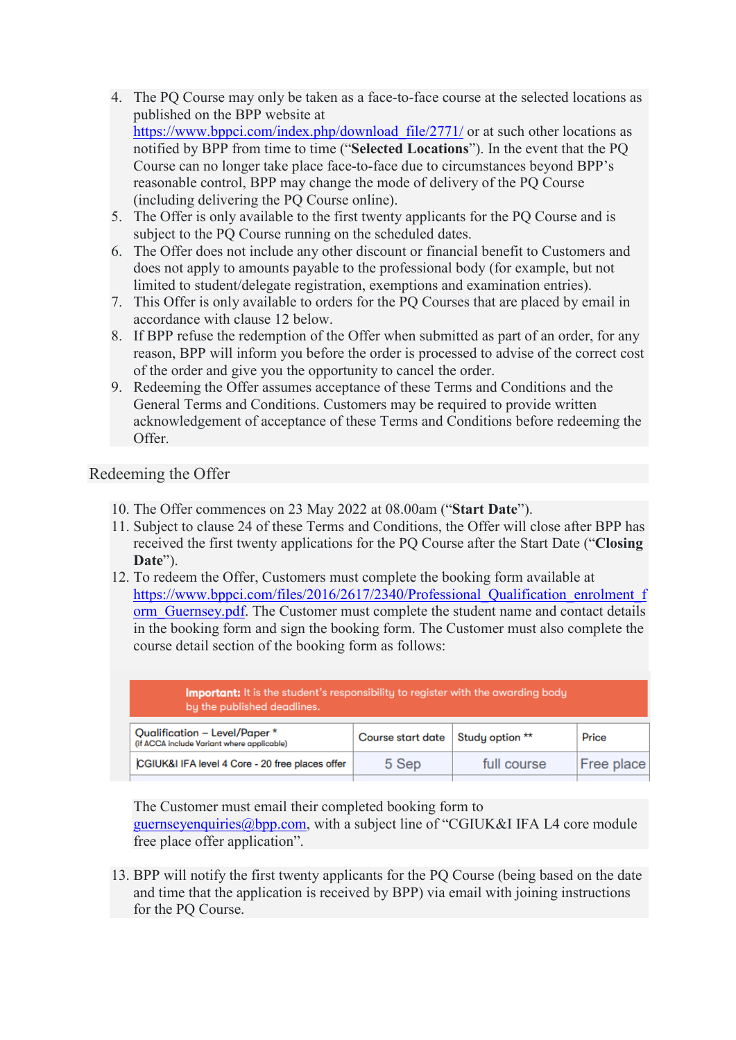4. The PQ Course may only be taken as a face-to-face course at the selected locations as published on the BPP website at https://www.bppci.com/index.php/download_file/2771/ or at such other locations as notified by BPP from time to time ("**Selected Locations**"). In the event that the PQ Course can no longer take place face-to-face due to circumstances beyond BPP's reasonable control, BPP may change the mode of delivery of the PQ Course (including delivering the PQ Course online).
5. The Offer is only available to the first twenty applicants for the PQ Course and is subject to the PQ Course running on the scheduled dates.
6. The Offer does not include any other discount or financial benefit to Customers and does not apply to amounts payable to the professional body (for example, but not limited to student/delegate registration, exemptions and examination entries).
7. This Offer is only available to orders for the PQ Courses that are placed by email in accordance with clause 12 below.
8. If BPP refuse the redemption of the Offer when submitted as part of an order, for any reason, BPP will inform you before the order is processed to advise of the correct cost of the order and give you the opportunity to cancel the order.
9. Redeeming the Offer assumes acceptance of these Terms and Conditions and the General Terms and Conditions. Customers may be required to provide written acknowledgement of acceptance of these Terms and Conditions before redeeming the Offer.

## Redeeming the Offer

10. The Offer commences on 23 May 2022 at 08.00am ("**Start Date**").
11. Subject to clause 24 of these Terms and Conditions, the Offer will close after BPP has received the first twenty applications for the PQ Course after the Start Date ("**Closing Date**").
12. To redeem the Offer, Customers must complete the booking form available at https://www.bppci.com/files/2016/2617/2340/Professional_Qualification_enrolment_form_Guernsey.pdf. The Customer must complete the student name and contact details in the booking form and sign the booking form. The Customer must also complete the course detail section of the booking form as follows:

**Important:** It is the student's responsibility to register with the awarding body by the published deadlines.

| Qualification – Level/Paper * (if ACCA include Variant where applicable) | Course start date | Study option ** | Price |
|---|---|---|---|
| CGIUK&I IFA level 4 Core - 20 free places offer | 5 Sep | full course | Free place |

The Customer must email their completed booking form to guernseyenquiries@bpp.com, with a subject line of "CGIUK&I IFA L4 core module free place offer application".

13. BPP will notify the first twenty applicants for the PQ Course (being based on the date and time that the application is received by BPP) via email with joining instructions for the PQ Course.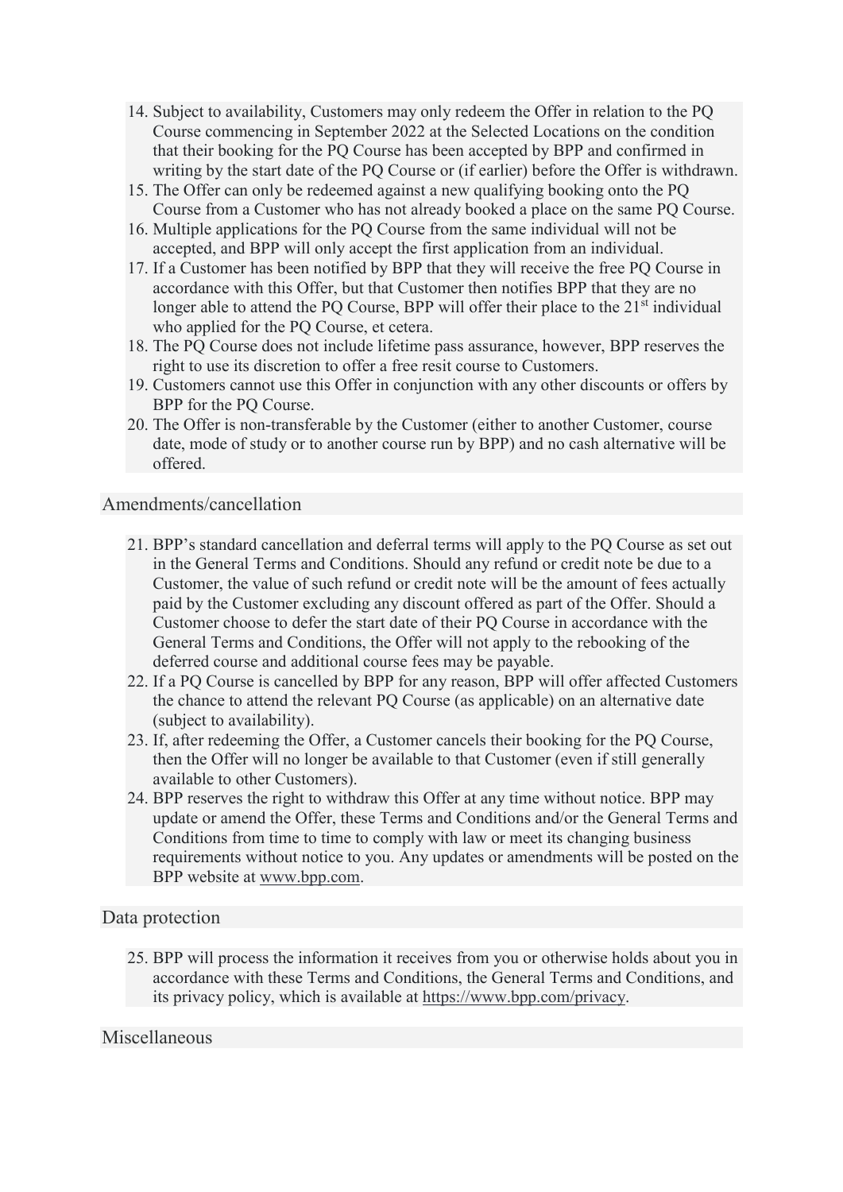14. Subject to availability, Customers may only redeem the Offer in relation to the PQ Course commencing in September 2022 at the Selected Locations on the condition that their booking for the PQ Course has been accepted by BPP and confirmed in writing by the start date of the PQ Course or (if earlier) before the Offer is withdrawn.
15. The Offer can only be redeemed against a new qualifying booking onto the PQ Course from a Customer who has not already booked a place on the same PQ Course.
16. Multiple applications for the PQ Course from the same individual will not be accepted, and BPP will only accept the first application from an individual.
17. If a Customer has been notified by BPP that they will receive the free PQ Course in accordance with this Offer, but that Customer then notifies BPP that they are no longer able to attend the PQ Course, BPP will offer their place to the 21st individual who applied for the PQ Course, et cetera.
18. The PQ Course does not include lifetime pass assurance, however, BPP reserves the right to use its discretion to offer a free resit course to Customers.
19. Customers cannot use this Offer in conjunction with any other discounts or offers by BPP for the PQ Course.
20. The Offer is non-transferable by the Customer (either to another Customer, course date, mode of study or to another course run by BPP) and no cash alternative will be offered.

## Amendments/cancellation

21. BPP's standard cancellation and deferral terms will apply to the PQ Course as set out in the General Terms and Conditions. Should any refund or credit note be due to a Customer, the value of such refund or credit note will be the amount of fees actually paid by the Customer excluding any discount offered as part of the Offer. Should a Customer choose to defer the start date of their PQ Course in accordance with the General Terms and Conditions, the Offer will not apply to the rebooking of the deferred course and additional course fees may be payable.
22. If a PQ Course is cancelled by BPP for any reason, BPP will offer affected Customers the chance to attend the relevant PQ Course (as applicable) on an alternative date (subject to availability).
23. If, after redeeming the Offer, a Customer cancels their booking for the PQ Course, then the Offer will no longer be available to that Customer (even if still generally available to other Customers).
24. BPP reserves the right to withdraw this Offer at any time without notice. BPP may update or amend the Offer, these Terms and Conditions and/or the General Terms and Conditions from time to time to comply with law or meet its changing business requirements without notice to you. Any updates or amendments will be posted on the BPP website at www.bpp.com.

## Data protection

25. BPP will process the information it receives from you or otherwise holds about you in accordance with these Terms and Conditions, the General Terms and Conditions, and its privacy policy, which is available at https://www.bpp.com/privacy.

## Miscellaneous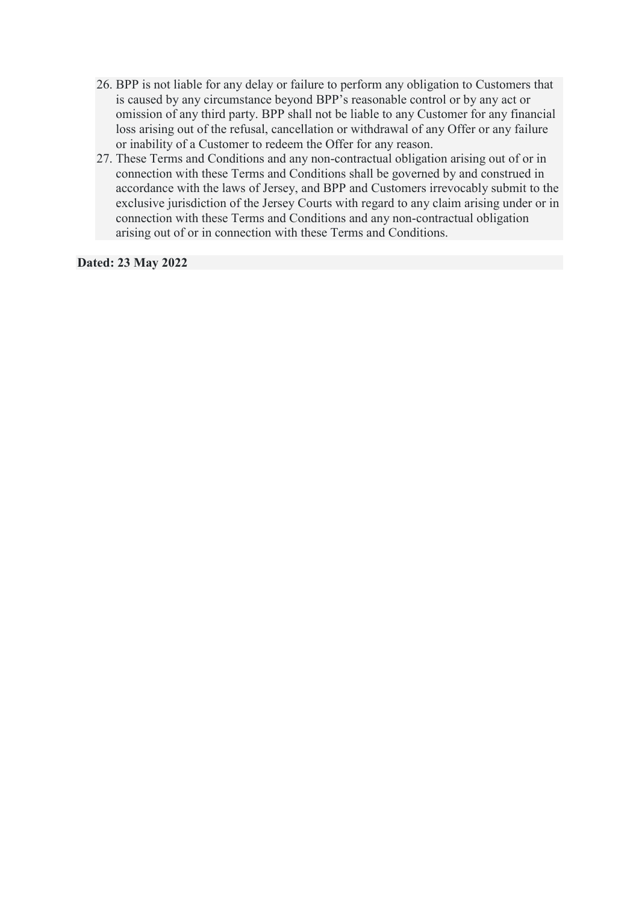26. BPP is not liable for any delay or failure to perform any obligation to Customers that is caused by any circumstance beyond BPP's reasonable control or by any act or omission of any third party. BPP shall not be liable to any Customer for any financial loss arising out of the refusal, cancellation or withdrawal of any Offer or any failure or inability of a Customer to redeem the Offer for any reason.
27. These Terms and Conditions and any non-contractual obligation arising out of or in connection with these Terms and Conditions shall be governed by and construed in accordance with the laws of Jersey, and BPP and Customers irrevocably submit to the exclusive jurisdiction of the Jersey Courts with regard to any claim arising under or in connection with these Terms and Conditions and any non-contractual obligation arising out of or in connection with these Terms and Conditions.

**Dated: 23 May 2022**